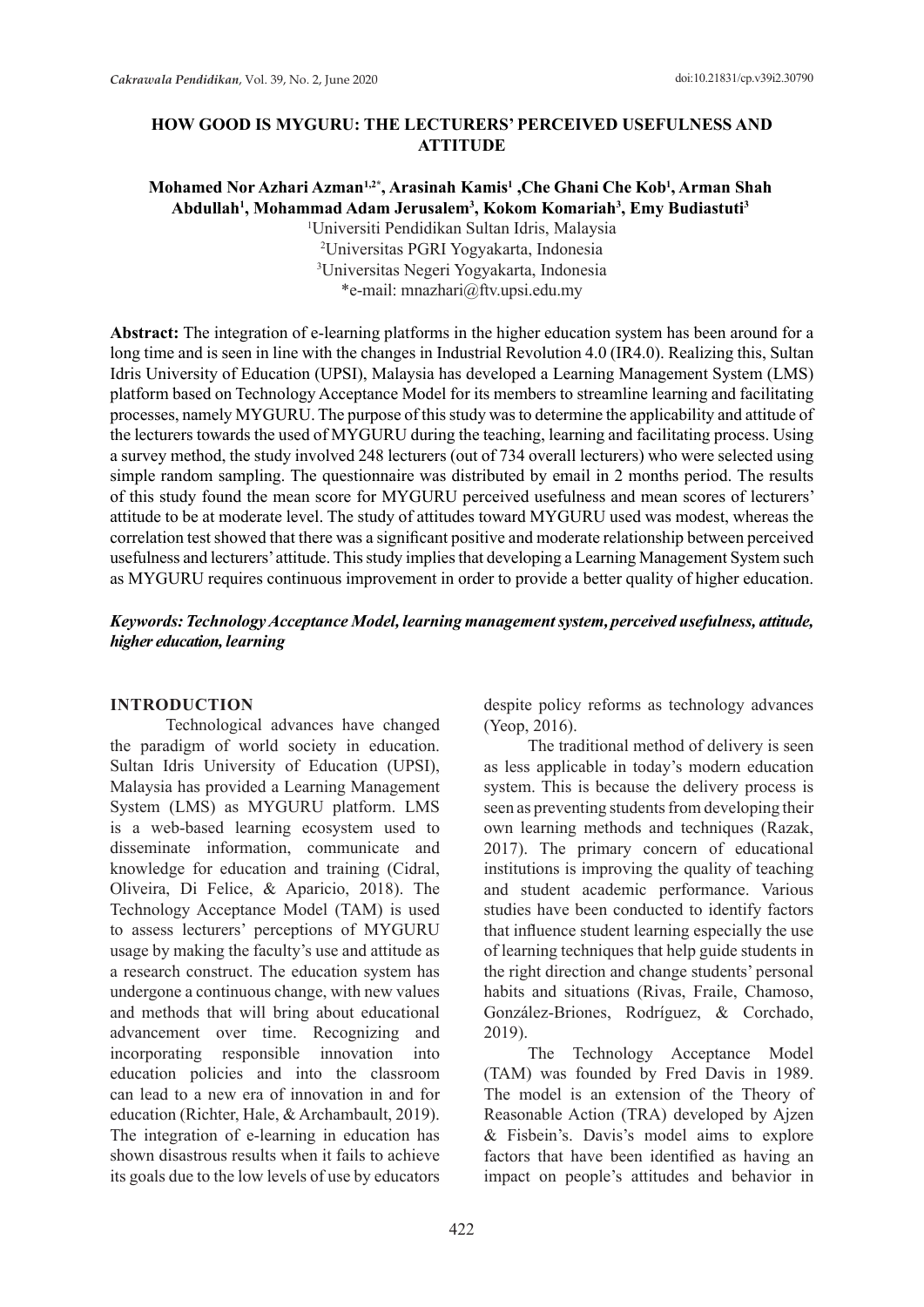# HOW GOOD IS MYGURU: THE LECTURERS' PERCEIVED USEFULNESS AND ATTITUDE

**Mohamed Nor Azhari Azman[1,2*], Arasinah Kamis[1], Che Ghani Che Kob[1], Arman Shah Abdullah[1], Mohammad Adam Jerusalem[3], Kokom Komariah[3], Emy Budiastuti[3]**

[1]Universiti Pendidikan Sultan Idris, Malaysia
[2]Universitas PGRI Yogyakarta, Indonesia
[3]Universitas Negeri Yogyakarta, Indonesia
*e-mail: mnazhari@ftv.upsi.edu.my

**Abstract:** The integration of e-learning platforms in the higher education system has been around for a long time and is seen in line with the changes in Industrial Revolution 4.0 (IR4.0). Realizing this, Sultan Idris University of Education (UPSI), Malaysia has developed a Learning Management System (LMS) platform based on Technology Acceptance Model for its members to streamline learning and facilitating processes, namely MYGURU. The purpose of this study was to determine the applicability and attitude of the lecturers towards the used of MYGURU during the teaching, learning and facilitating process. Using a survey method, the study involved 248 lecturers (out of 734 overall lecturers) who were selected using simple random sampling. The questionnaire was distributed by email in 2 months period. The results of this study found the mean score for MYGURU perceived usefulness and mean scores of lecturers' attitude to be at moderate level. The study of attitudes toward MYGURU used was modest, whereas the correlation test showed that there was a significant positive and moderate relationship between perceived usefulness and lecturers' attitude. This study implies that developing a Learning Management System such as MYGURU requires continuous improvement in order to provide a better quality of higher education.

***Keywords: Technology Acceptance Model, learning management system, perceived usefulness, attitude, higher education, learning***

## INTRODUCTION

Technological advances have changed the paradigm of world society in education. Sultan Idris University of Education (UPSI), Malaysia has provided a Learning Management System (LMS) as MYGURU platform. LMS is a web-based learning ecosystem used to disseminate information, communicate and knowledge for education and training (Cidral, Oliveira, Di Felice, & Aparicio, 2018). The Technology Acceptance Model (TAM) is used to assess lecturers' perceptions of MYGURU usage by making the faculty's use and attitude as a research construct. The education system has undergone a continuous change, with new values and methods that will bring about educational advancement over time. Recognizing and incorporating responsible innovation into education policies and into the classroom can lead to a new era of innovation in and for education (Richter, Hale, & Archambault, 2019). The integration of e-learning in education has shown disastrous results when it fails to achieve its goals due to the low levels of use by educators despite policy reforms as technology advances (Yeop, 2016).

The traditional method of delivery is seen as less applicable in today's modern education system. This is because the delivery process is seen as preventing students from developing their own learning methods and techniques (Razak, 2017). The primary concern of educational institutions is improving the quality of teaching and student academic performance. Various studies have been conducted to identify factors that influence student learning especially the use of learning techniques that help guide students in the right direction and change students' personal habits and situations (Rivas, Fraile, Chamoso, González-Briones, Rodríguez, & Corchado, 2019).

The Technology Acceptance Model (TAM) was founded by Fred Davis in 1989. The model is an extension of the Theory of Reasonable Action (TRA) developed by Ajzen & Fisbein's. Davis's model aims to explore factors that have been identified as having an impact on people's attitudes and behavior in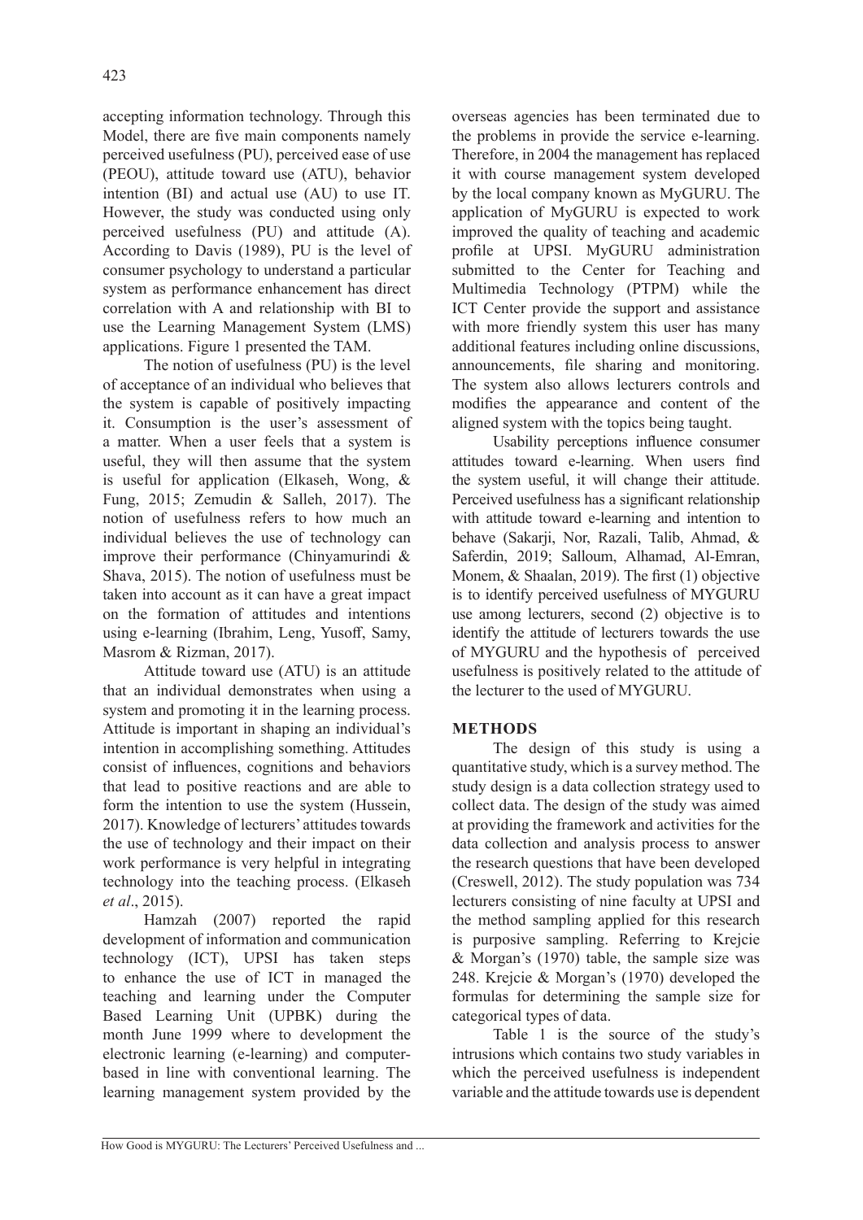accepting information technology. Through this Model, there are five main components namely perceived usefulness (PU), perceived ease of use (PEOU), attitude toward use (ATU), behavior intention (BI) and actual use (AU) to use IT. However, the study was conducted using only perceived usefulness (PU) and attitude (A). According to Davis (1989), PU is the level of consumer psychology to understand a particular system as performance enhancement has direct correlation with A and relationship with BI to use the Learning Management System (LMS) applications. Figure 1 presented the TAM.

The notion of usefulness (PU) is the level of acceptance of an individual who believes that the system is capable of positively impacting it. Consumption is the user's assessment of a matter. When a user feels that a system is useful, they will then assume that the system is useful for application (Elkaseh, Wong, & Fung, 2015; Zemudin & Salleh, 2017). The notion of usefulness refers to how much an individual believes the use of technology can improve their performance (Chinyamurindi & Shava, 2015). The notion of usefulness must be taken into account as it can have a great impact on the formation of attitudes and intentions using e-learning (Ibrahim, Leng, Yusoff, Samy, Masrom & Rizman, 2017).

Attitude toward use (ATU) is an attitude that an individual demonstrates when using a system and promoting it in the learning process. Attitude is important in shaping an individual's intention in accomplishing something. Attitudes consist of influences, cognitions and behaviors that lead to positive reactions and are able to form the intention to use the system (Hussein, 2017). Knowledge of lecturers' attitudes towards the use of technology and their impact on their work performance is very helpful in integrating technology into the teaching process. (Elkaseh *et al*., 2015).

Hamzah (2007) reported the rapid development of information and communication technology (ICT), UPSI has taken steps to enhance the use of ICT in managed the teaching and learning under the Computer Based Learning Unit (UPBK) during the month June 1999 where to development the electronic learning (e-learning) and computer-based in line with conventional learning. The learning management system provided by the overseas agencies has been terminated due to the problems in provide the service e-learning. Therefore, in 2004 the management has replaced it with course management system developed by the local company known as MyGURU. The application of MyGURU is expected to work improved the quality of teaching and academic profile at UPSI. MyGURU administration submitted to the Center for Teaching and Multimedia Technology (PTPM) while the ICT Center provide the support and assistance with more friendly system this user has many additional features including online discussions, announcements, file sharing and monitoring. The system also allows lecturers controls and modifies the appearance and content of the aligned system with the topics being taught.

Usability perceptions influence consumer attitudes toward e-learning. When users find the system useful, it will change their attitude. Perceived usefulness has a significant relationship with attitude toward e-learning and intention to behave (Sakarji, Nor, Razali, Talib, Ahmad, & Saferdin, 2019; Salloum, Alhamad, Al-Emran, Monem, & Shaalan, 2019). The first (1) objective is to identify perceived usefulness of MYGURU use among lecturers, second (2) objective is to identify the attitude of lecturers towards the use of MYGURU and the hypothesis of perceived usefulness is positively related to the attitude of the lecturer to the used of MYGURU.

## METHODS

The design of this study is using a quantitative study, which is a survey method. The study design is a data collection strategy used to collect data. The design of the study was aimed at providing the framework and activities for the data collection and analysis process to answer the research questions that have been developed (Creswell, 2012). The study population was 734 lecturers consisting of nine faculty at UPSI and the method sampling applied for this research is purposive sampling. Referring to Krejcie & Morgan's (1970) table, the sample size was 248. Krejcie & Morgan's (1970) developed the formulas for determining the sample size for categorical types of data.

Table 1 is the source of the study's intrusions which contains two study variables in which the perceived usefulness is independent variable and the attitude towards use is dependent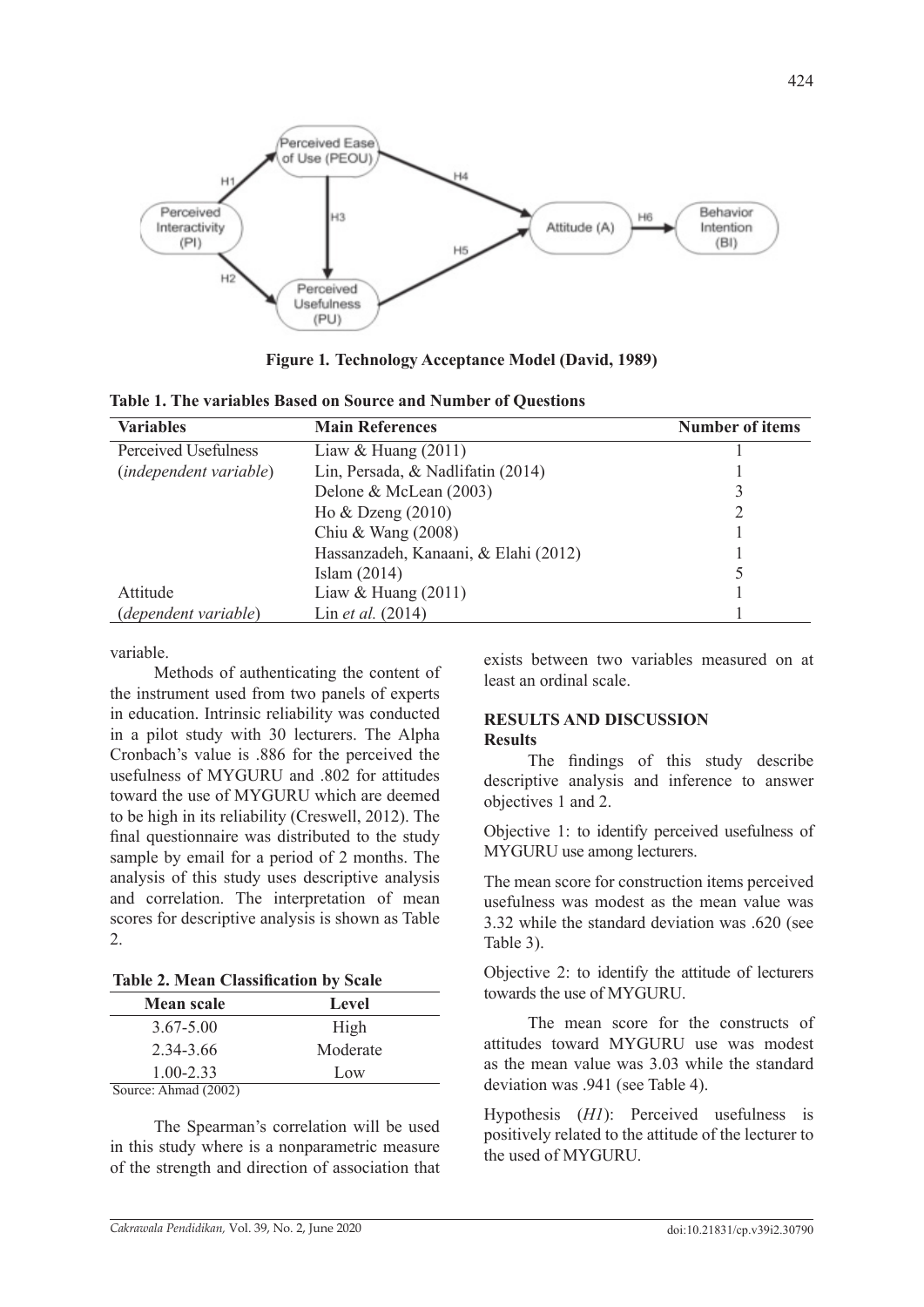**Figure 1. Technology Acceptance Model (David, 1989)**

**Table 1. The variables Based on Source and Number of Questions**

| Variables | Main References | Number of items |
|---|---|---|
| Perceived Usefulness | Liaw & Huang (2011) | 1 |
| (*independent variable*) | Lin, Persada, & Nadlifatin (2014) | 1 |
| | Delone & McLean (2003) | 3 |
| | Ho & Dzeng (2010) | 2 |
| | Chiu & Wang (2008) | 1 |
| | Hassanzadeh, Kanaani, & Elahi (2012) | 1 |
| | Islam (2014) | 5 |
| Attitude | Liaw & Huang (2011) | 1 |
| (*dependent variable*) | Lin *et al.* (2014) | 1 |

variable.

Methods of authenticating the content of the instrument used from two panels of experts in education. Intrinsic reliability was conducted in a pilot study with 30 lecturers. The Alpha Cronbach's value is .886 for the perceived the usefulness of MYGURU and .802 for attitudes toward the use of MYGURU which are deemed to be high in its reliability (Creswell, 2012). The final questionnaire was distributed to the study sample by email for a period of 2 months. The analysis of this study uses descriptive analysis and correlation. The interpretation of mean scores for descriptive analysis is shown as Table 2.

**Table 2. Mean Classification by Scale**

| Mean scale | Level |
|---|---|
| 3.67-5.00 | High |
| 2.34-3.66 | Moderate |
| 1.00-2.33 | Low |

Source: Ahmad (2002)

The Spearman's correlation will be used in this study where is a nonparametric measure of the strength and direction of association that exists between two variables measured on at least an ordinal scale.

## RESULTS AND DISCUSSION

### Results

The findings of this study describe descriptive analysis and inference to answer objectives 1 and 2.

Objective 1: to identify perceived usefulness of MYGURU use among lecturers.

The mean score for construction items perceived usefulness was modest as the mean value was 3.32 while the standard deviation was .620 (see Table 3).

Objective 2: to identify the attitude of lecturers towards the use of MYGURU.

The mean score for the constructs of attitudes toward MYGURU use was modest as the mean value was 3.03 while the standard deviation was .941 (see Table 4).

Hypothesis (*H1*): Perceived usefulness is positively related to the attitude of the lecturer to the used of MYGURU.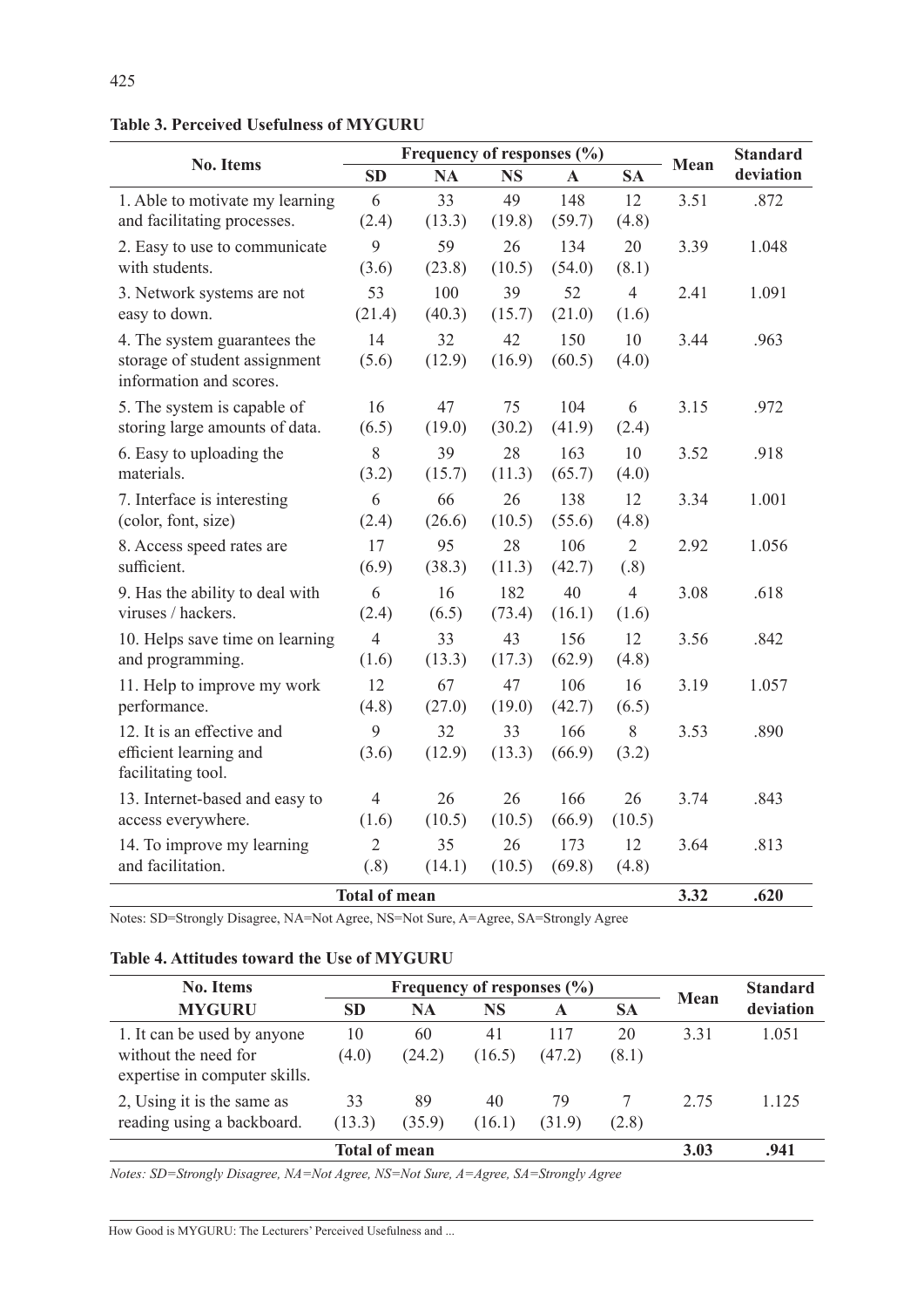**Table 3. Perceived Usefulness of MYGURU**

| No. Items | Frequency of responses (%) | | | | | Mean | Standard deviation |
|---|---|---|---|---|---|---|---|
| | SD | NA | NS | A | SA | | |
| 1. Able to motivate my learning and facilitating processes. | 6 (2.4) | 33 (13.3) | 49 (19.8) | 148 (59.7) | 12 (4.8) | 3.51 | .872 |
| 2. Easy to use to communicate with students. | 9 (3.6) | 59 (23.8) | 26 (10.5) | 134 (54.0) | 20 (8.1) | 3.39 | 1.048 |
| 3. Network systems are not easy to down. | 53 (21.4) | 100 (40.3) | 39 (15.7) | 52 (21.0) | 4 (1.6) | 2.41 | 1.091 |
| 4. The system guarantees the storage of student assignment information and scores. | 14 (5.6) | 32 (12.9) | 42 (16.9) | 150 (60.5) | 10 (4.0) | 3.44 | .963 |
| 5. The system is capable of storing large amounts of data. | 16 (6.5) | 47 (19.0) | 75 (30.2) | 104 (41.9) | 6 (2.4) | 3.15 | .972 |
| 6. Easy to uploading the materials. | 8 (3.2) | 39 (15.7) | 28 (11.3) | 163 (65.7) | 10 (4.0) | 3.52 | .918 |
| 7. Interface is interesting (color, font, size) | 6 (2.4) | 66 (26.6) | 26 (10.5) | 138 (55.6) | 12 (4.8) | 3.34 | 1.001 |
| 8. Access speed rates are sufficient. | 17 (6.9) | 95 (38.3) | 28 (11.3) | 106 (42.7) | 2 (.8) | 2.92 | 1.056 |
| 9. Has the ability to deal with viruses / hackers. | 6 (2.4) | 16 (6.5) | 182 (73.4) | 40 (16.1) | 4 (1.6) | 3.08 | .618 |
| 10. Helps save time on learning and programming. | 4 (1.6) | 33 (13.3) | 43 (17.3) | 156 (62.9) | 12 (4.8) | 3.56 | .842 |
| 11. Help to improve my work performance. | 12 (4.8) | 67 (27.0) | 47 (19.0) | 106 (42.7) | 16 (6.5) | 3.19 | 1.057 |
| 12. It is an effective and efficient learning and facilitating tool. | 9 (3.6) | 32 (12.9) | 33 (13.3) | 166 (66.9) | 8 (3.2) | 3.53 | .890 |
| 13. Internet-based and easy to access everywhere. | 4 (1.6) | 26 (10.5) | 26 (10.5) | 166 (66.9) | 26 (10.5) | 3.74 | .843 |
| 14. To improve my learning and facilitation. | 2 (.8) | 35 (14.1) | 26 (10.5) | 173 (69.8) | 12 (4.8) | 3.64 | .813 |
| **Total of mean** | | | | | | **3.32** | **.620** |

Notes: SD=Strongly Disagree, NA=Not Agree, NS=Not Sure, A=Agree, SA=Strongly Agree

**Table 4. Attitudes toward the Use of MYGURU**

| No. Items MYGURU | Frequency of responses (%) | | | | | Mean | Standard deviation |
|---|---|---|---|---|---|---|---|
| | SD | NA | NS | A | SA | | |
| 1. It can be used by anyone without the need for expertise in computer skills. | 10 (4.0) | 60 (24.2) | 41 (16.5) | 117 (47.2) | 20 (8.1) | 3.31 | 1.051 |
| 2, Using it is the same as reading using a backboard. | 33 (13.3) | 89 (35.9) | 40 (16.1) | 79 (31.9) | 7 (2.8) | 2.75 | 1.125 |
| **Total of mean** | | | | | | **3.03** | **.941** |

*Notes: SD=Strongly Disagree, NA=Not Agree, NS=Not Sure, A=Agree, SA=Strongly Agree*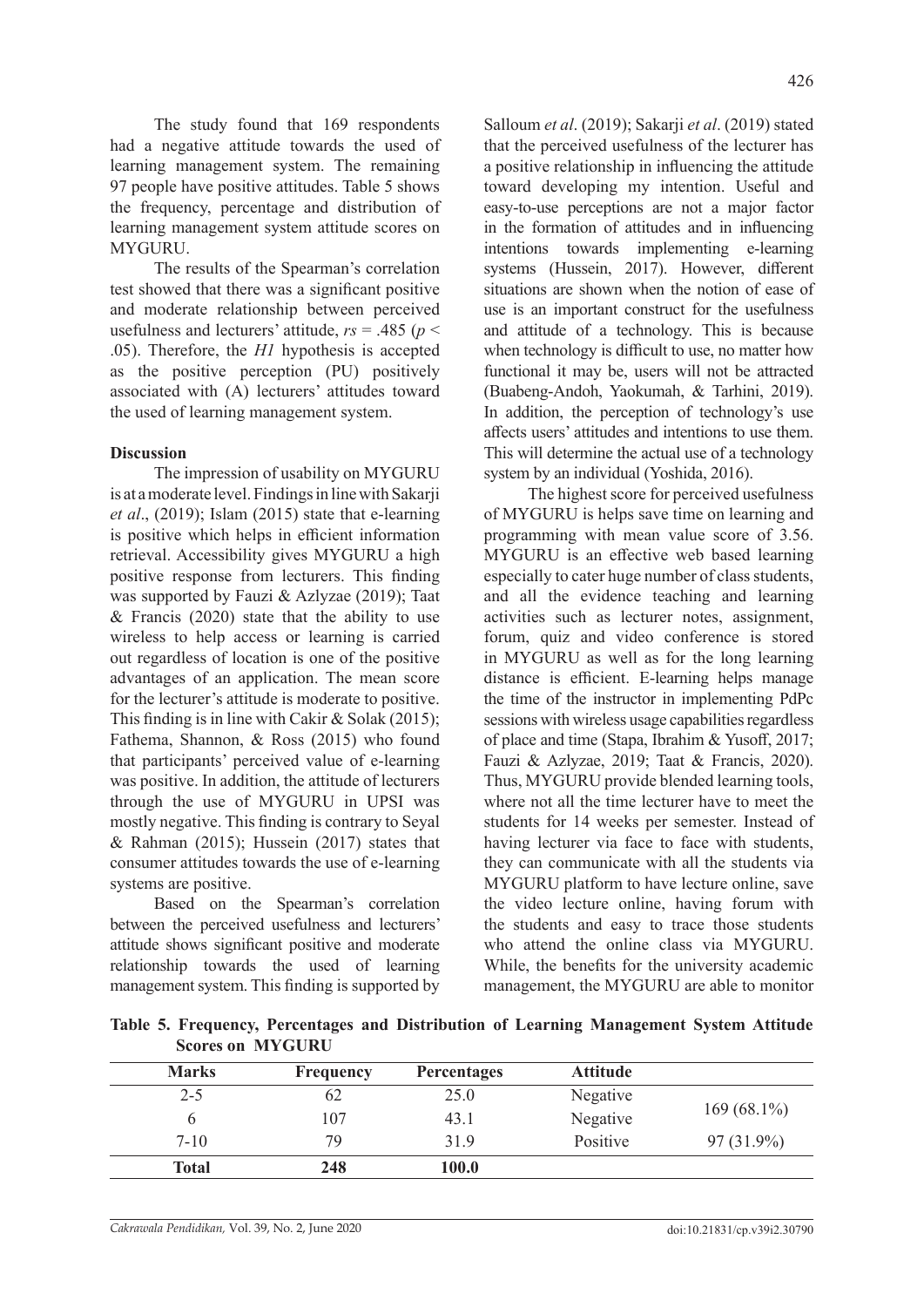The study found that 169 respondents had a negative attitude towards the used of learning management system. The remaining 97 people have positive attitudes. Table 5 shows the frequency, percentage and distribution of learning management system attitude scores on MYGURU.

The results of the Spearman's correlation test showed that there was a significant positive and moderate relationship between perceived usefulness and lecturers' attitude, $rs = .485$ ($p < .05$). Therefore, the *H1* hypothesis is accepted as the positive perception (PU) positively associated with (A) lecturers' attitudes toward the used of learning management system.

**Discussion**

The impression of usability on MYGURU is at a moderate level. Findings in line with Sakarji *et al*., (2019); Islam (2015) state that e-learning is positive which helps in efficient information retrieval. Accessibility gives MYGURU a high positive response from lecturers. This finding was supported by Fauzi & Azlyzae (2019); Taat & Francis (2020) state that the ability to use wireless to help access or learning is carried out regardless of location is one of the positive advantages of an application. The mean score for the lecturer's attitude is moderate to positive. This finding is in line with Cakir & Solak (2015); Fathema, Shannon, & Ross (2015) who found that participants' perceived value of e-learning was positive. In addition, the attitude of lecturers through the use of MYGURU in UPSI was mostly negative. This finding is contrary to Seyal & Rahman (2015); Hussein (2017) states that consumer attitudes towards the use of e-learning systems are positive.

Based on the Spearman's correlation between the perceived usefulness and lecturers' attitude shows significant positive and moderate relationship towards the used of learning management system. This finding is supported by Salloum *et al*. (2019); Sakarji *et al*. (2019) stated that the perceived usefulness of the lecturer has a positive relationship in influencing the attitude toward developing my intention. Useful and easy-to-use perceptions are not a major factor in the formation of attitudes and in influencing intentions towards implementing e-learning systems (Hussein, 2017). However, different situations are shown when the notion of ease of use is an important construct for the usefulness and attitude of a technology. This is because when technology is difficult to use, no matter how functional it may be, users will not be attracted (Buabeng-Andoh, Yaokumah, & Tarhini, 2019). In addition, the perception of technology's use affects users' attitudes and intentions to use them. This will determine the actual use of a technology system by an individual (Yoshida, 2016).

The highest score for perceived usefulness of MYGURU is helps save time on learning and programming with mean value score of 3.56. MYGURU is an effective web based learning especially to cater huge number of class students, and all the evidence teaching and learning activities such as lecturer notes, assignment, forum, quiz and video conference is stored in MYGURU as well as for the long learning distance is efficient. E-learning helps manage the time of the instructor in implementing PdPc sessions with wireless usage capabilities regardless of place and time (Stapa, Ibrahim & Yusoff, 2017; Fauzi & Azlyzae, 2019; Taat & Francis, 2020). Thus, MYGURU provide blended learning tools, where not all the time lecturer have to meet the students for 14 weeks per semester. Instead of having lecturer via face to face with students, they can communicate with all the students via MYGURU platform to have lecture online, save the video lecture online, having forum with the students and easy to trace those students who attend the online class via MYGURU. While, the benefits for the university academic management, the MYGURU are able to monitor

**Table 5. Frequency, Percentages and Distribution of Learning Management System Attitude Scores on MYGURU**

| Marks | Frequency | Percentages | Attitude | |
|---|---|---|---|---|
| 2-5 | 62 | 25.0 | Negative | 169 (68.1%) |
| 6 | 107 | 43.1 | Negative | |
| 7-10 | 79 | 31.9 | Positive | 97 (31.9%) |
| **Total** | **248** | **100.0** | | |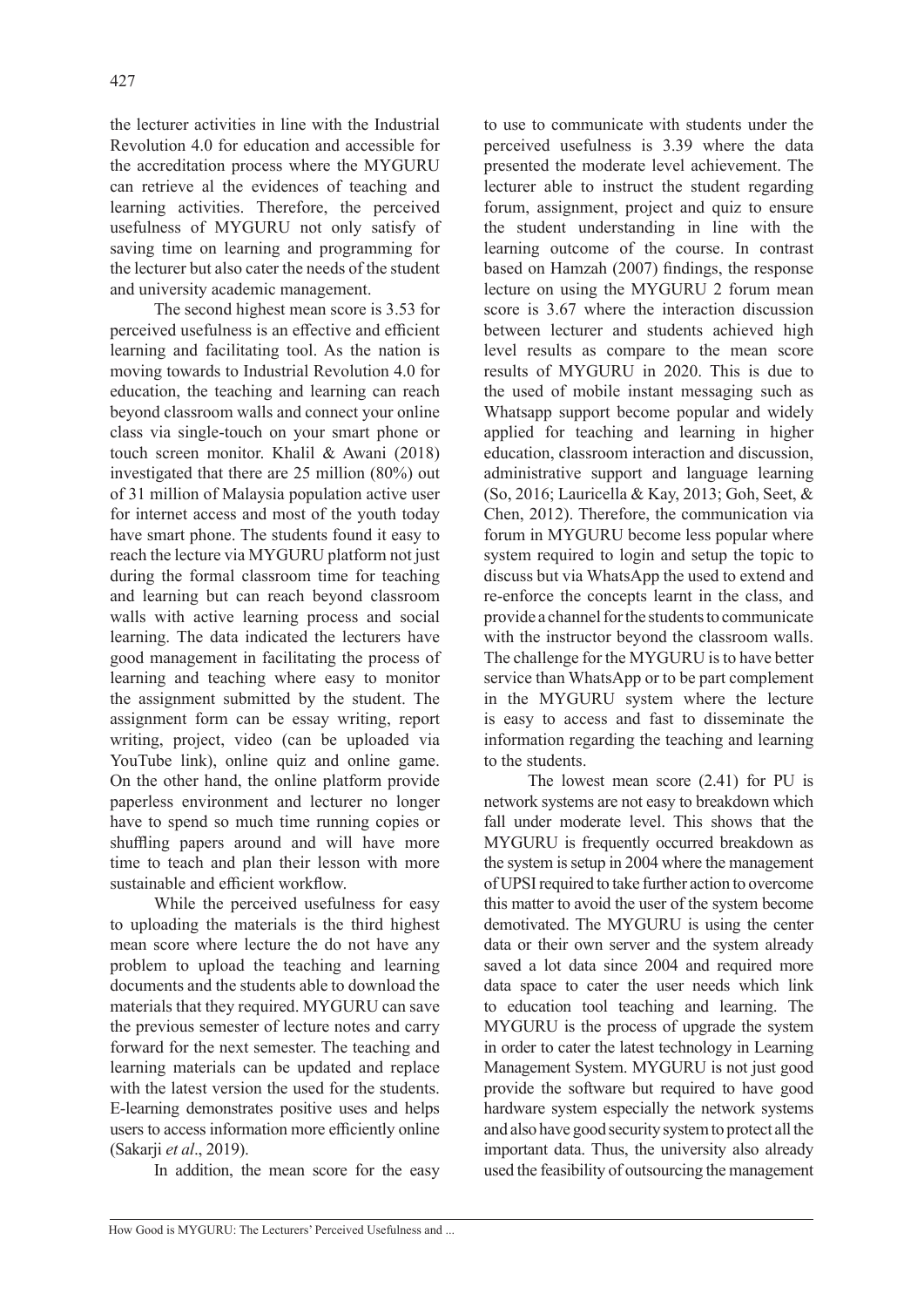the lecturer activities in line with the Industrial Revolution 4.0 for education and accessible for the accreditation process where the MYGURU can retrieve al the evidences of teaching and learning activities. Therefore, the perceived usefulness of MYGURU not only satisfy of saving time on learning and programming for the lecturer but also cater the needs of the student and university academic management.

The second highest mean score is 3.53 for perceived usefulness is an effective and efficient learning and facilitating tool. As the nation is moving towards to Industrial Revolution 4.0 for education, the teaching and learning can reach beyond classroom walls and connect your online class via single-touch on your smart phone or touch screen monitor. Khalil & Awani (2018) investigated that there are 25 million (80%) out of 31 million of Malaysia population active user for internet access and most of the youth today have smart phone. The students found it easy to reach the lecture via MYGURU platform not just during the formal classroom time for teaching and learning but can reach beyond classroom walls with active learning process and social learning. The data indicated the lecturers have good management in facilitating the process of learning and teaching where easy to monitor the assignment submitted by the student. The assignment form can be essay writing, report writing, project, video (can be uploaded via YouTube link), online quiz and online game. On the other hand, the online platform provide paperless environment and lecturer no longer have to spend so much time running copies or shuffling papers around and will have more time to teach and plan their lesson with more sustainable and efficient workflow.

While the perceived usefulness for easy to uploading the materials is the third highest mean score where lecture the do not have any problem to upload the teaching and learning documents and the students able to download the materials that they required. MYGURU can save the previous semester of lecture notes and carry forward for the next semester. The teaching and learning materials can be updated and replace with the latest version the used for the students. E-learning demonstrates positive uses and helps users to access information more efficiently online (Sakarji *et al*., 2019).

In addition, the mean score for the easy to use to communicate with students under the perceived usefulness is 3.39 where the data presented the moderate level achievement. The lecturer able to instruct the student regarding forum, assignment, project and quiz to ensure the student understanding in line with the learning outcome of the course. In contrast based on Hamzah (2007) findings, the response lecture on using the MYGURU 2 forum mean score is 3.67 where the interaction discussion between lecturer and students achieved high level results as compare to the mean score results of MYGURU in 2020. This is due to the used of mobile instant messaging such as Whatsapp support become popular and widely applied for teaching and learning in higher education, classroom interaction and discussion, administrative support and language learning (So, 2016; Lauricella & Kay, 2013; Goh, Seet, & Chen, 2012). Therefore, the communication via forum in MYGURU become less popular where system required to login and setup the topic to discuss but via WhatsApp the used to extend and re-enforce the concepts learnt in the class, and provide a channel for the students to communicate with the instructor beyond the classroom walls. The challenge for the MYGURU is to have better service than WhatsApp or to be part complement in the MYGURU system where the lecture is easy to access and fast to disseminate the information regarding the teaching and learning to the students.

The lowest mean score (2.41) for PU is network systems are not easy to breakdown which fall under moderate level. This shows that the MYGURU is frequently occurred breakdown as the system is setup in 2004 where the management of UPSI required to take further action to overcome this matter to avoid the user of the system become demotivated. The MYGURU is using the center data or their own server and the system already saved a lot data since 2004 and required more data space to cater the user needs which link to education tool teaching and learning. The MYGURU is the process of upgrade the system in order to cater the latest technology in Learning Management System. MYGURU is not just good provide the software but required to have good hardware system especially the network systems and also have good security system to protect all the important data. Thus, the university also already used the feasibility of outsourcing the management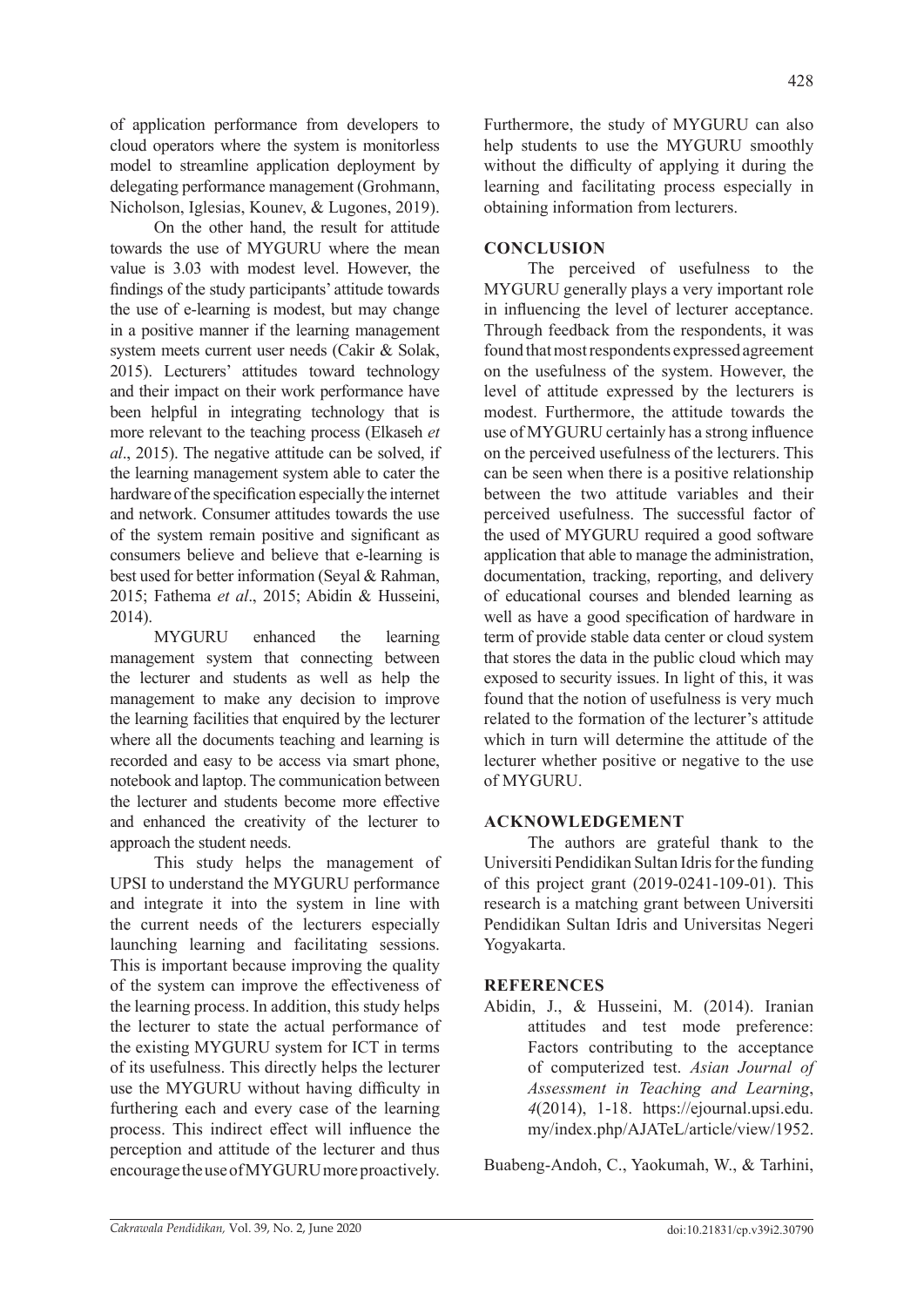of application performance from developers to cloud operators where the system is monitorless model to streamline application deployment by delegating performance management (Grohmann, Nicholson, Iglesias, Kounev, & Lugones, 2019).

On the other hand, the result for attitude towards the use of MYGURU where the mean value is 3.03 with modest level. However, the findings of the study participants' attitude towards the use of e-learning is modest, but may change in a positive manner if the learning management system meets current user needs (Cakir & Solak, 2015). Lecturers' attitudes toward technology and their impact on their work performance have been helpful in integrating technology that is more relevant to the teaching process (Elkaseh *et al*., 2015). The negative attitude can be solved, if the learning management system able to cater the hardware of the specification especially the internet and network. Consumer attitudes towards the use of the system remain positive and significant as consumers believe and believe that e-learning is best used for better information (Seyal & Rahman, 2015; Fathema *et al*., 2015; Abidin & Husseini, 2014).

MYGURU enhanced the learning management system that connecting between the lecturer and students as well as help the management to make any decision to improve the learning facilities that enquired by the lecturer where all the documents teaching and learning is recorded and easy to be access via smart phone, notebook and laptop. The communication between the lecturer and students become more effective and enhanced the creativity of the lecturer to approach the student needs.

This study helps the management of UPSI to understand the MYGURU performance and integrate it into the system in line with the current needs of the lecturers especially launching learning and facilitating sessions. This is important because improving the quality of the system can improve the effectiveness of the learning process. In addition, this study helps the lecturer to state the actual performance of the existing MYGURU system for ICT in terms of its usefulness. This directly helps the lecturer use the MYGURU without having difficulty in furthering each and every case of the learning process. This indirect effect will influence the perception and attitude of the lecturer and thus encourage the use of MYGURU more proactively. Furthermore, the study of MYGURU can also help students to use the MYGURU smoothly without the difficulty of applying it during the learning and facilitating process especially in obtaining information from lecturers.

## CONCLUSION

The perceived of usefulness to the MYGURU generally plays a very important role in influencing the level of lecturer acceptance. Through feedback from the respondents, it was found that most respondents expressed agreement on the usefulness of the system. However, the level of attitude expressed by the lecturers is modest. Furthermore, the attitude towards the use of MYGURU certainly has a strong influence on the perceived usefulness of the lecturers. This can be seen when there is a positive relationship between the two attitude variables and their perceived usefulness. The successful factor of the used of MYGURU required a good software application that able to manage the administration, documentation, tracking, reporting, and delivery of educational courses and blended learning as well as have a good specification of hardware in term of provide stable data center or cloud system that stores the data in the public cloud which may exposed to security issues. In light of this, it was found that the notion of usefulness is very much related to the formation of the lecturer's attitude which in turn will determine the attitude of the lecturer whether positive or negative to the use of MYGURU.

## ACKNOWLEDGEMENT

The authors are grateful thank to the Universiti Pendidikan Sultan Idris for the funding of this project grant (2019-0241-109-01). This research is a matching grant between Universiti Pendidikan Sultan Idris and Universitas Negeri Yogyakarta.

## REFERENCES

Abidin, J., & Husseini, M. (2014). Iranian attitudes and test mode preference: Factors contributing to the acceptance of computerized test. *Asian Journal of Assessment in Teaching and Learning*, *4*(2014), 1-18. https://ejournal.upsi.edu.my/index.php/AJATeL/article/view/1952.

Buabeng-Andoh, C., Yaokumah, W., & Tarhini,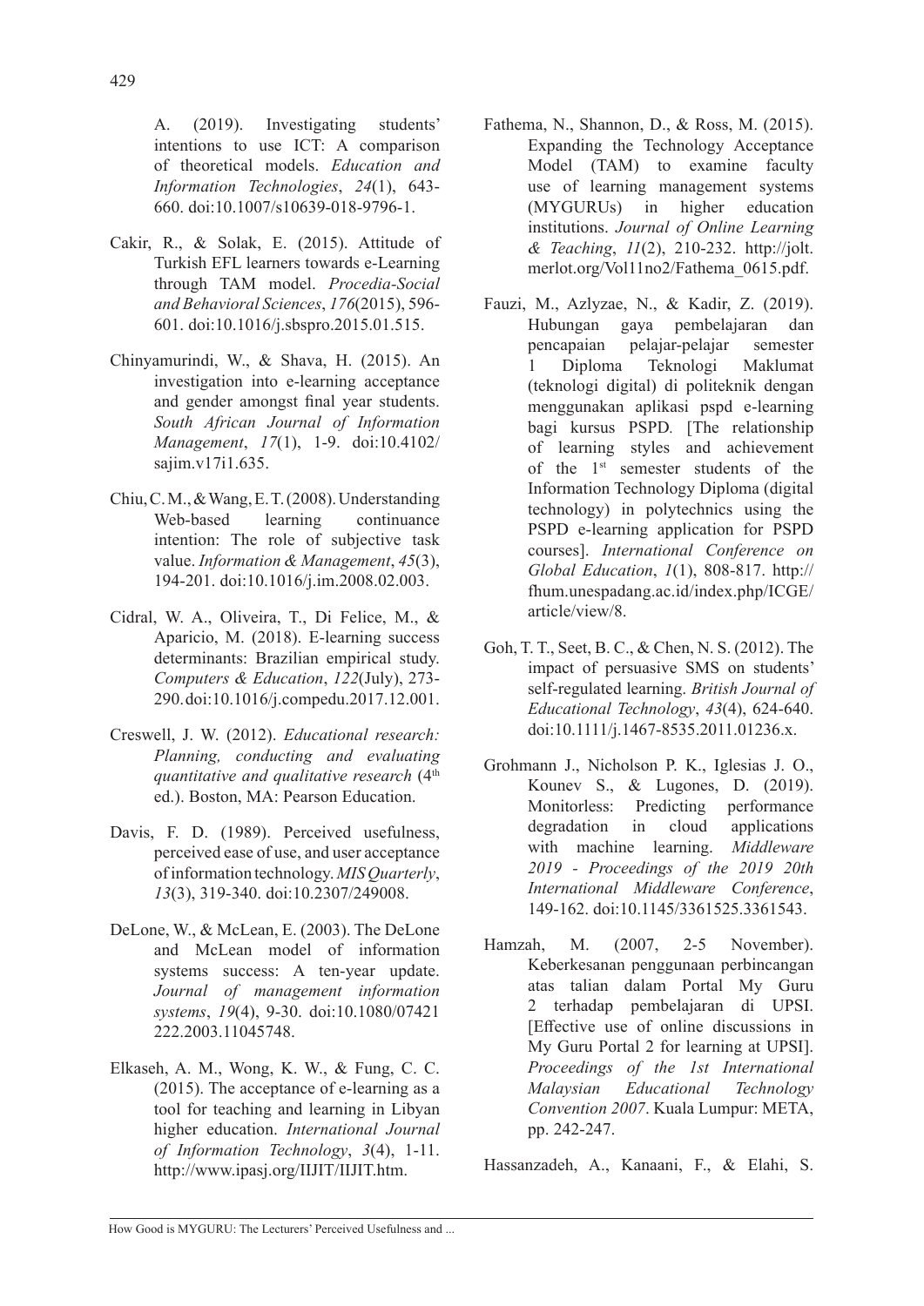A. (2019). Investigating students' intentions to use ICT: A comparison of theoretical models. *Education and Information Technologies*, *24*(1), 643-660. doi:10.1007/s10639-018-9796-1.

Cakir, R., & Solak, E. (2015). Attitude of Turkish EFL learners towards e-Learning through TAM model. *Procedia-Social and Behavioral Sciences*, *176*(2015), 596-601. doi:10.1016/j.sbspro.2015.01.515.

Chinyamurindi, W., & Shava, H. (2015). An investigation into e-learning acceptance and gender amongst final year students. *South African Journal of Information Management*, *17*(1), 1-9. doi:10.4102/sajim.v17i1.635.

Chiu, C. M., & Wang, E. T. (2008). Understanding Web-based learning continuance intention: The role of subjective task value. *Information & Management*, *45*(3), 194-201. doi:10.1016/j.im.2008.02.003.

Cidral, W. A., Oliveira, T., Di Felice, M., & Aparicio, M. (2018). E-learning success determinants: Brazilian empirical study. *Computers & Education*, *122*(July), 273-290. doi:10.1016/j.compedu.2017.12.001.

Creswell, J. W. (2012). *Educational research: Planning, conducting and evaluating quantitative and qualitative research* (4th ed.). Boston, MA: Pearson Education.

Davis, F. D. (1989). Perceived usefulness, perceived ease of use, and user acceptance of information technology. *MIS Quarterly*, *13*(3), 319-340. doi:10.2307/249008.

DeLone, W., & McLean, E. (2003). The DeLone and McLean model of information systems success: A ten-year update. *Journal of management information systems*, *19*(4), 9-30. doi:10.1080/07421222.2003.11045748.

Elkaseh, A. M., Wong, K. W., & Fung, C. C. (2015). The acceptance of e-learning as a tool for teaching and learning in Libyan higher education. *International Journal of Information Technology*, *3*(4), 1-11. http://www.ipasj.org/IIJIT/IIJIT.htm.

Fathema, N., Shannon, D., & Ross, M. (2015). Expanding the Technology Acceptance Model (TAM) to examine faculty use of learning management systems (MYGURUs) in higher education institutions. *Journal of Online Learning & Teaching*, *11*(2), 210-232. http://jolt.merlot.org/Vol11no2/Fathema_0615.pdf.

Fauzi, M., Azlyzae, N., & Kadir, Z. (2019). Hubungan gaya pembelajaran dan pencapaian pelajar-pelajar semester 1 Diploma Teknologi Maklumat (teknologi digital) di politeknik dengan menggunakan aplikasi pspd e-learning bagi kursus PSPD. [The relationship of learning styles and achievement of the 1st semester students of the Information Technology Diploma (digital technology) in polytechnics using the PSPD e-learning application for PSPD courses]. *International Conference on Global Education*, *1*(1), 808-817. http://fhum.unespadang.ac.id/index.php/ICGE/article/view/8.

Goh, T. T., Seet, B. C., & Chen, N. S. (2012). The impact of persuasive SMS on students' self-regulated learning. *British Journal of Educational Technology*, *43*(4), 624-640. doi:10.1111/j.1467-8535.2011.01236.x.

Grohmann J., Nicholson P. K., Iglesias J. O., Kounev S., & Lugones, D. (2019). Monitorless: Predicting performance degradation in cloud applications with machine learning. *Middleware 2019 - Proceedings of the 2019 20th International Middleware Conference*, 149-162. doi:10.1145/3361525.3361543.

Hamzah, M. (2007, 2-5 November). Keberkesanan penggunaan perbincangan atas talian dalam Portal My Guru 2 terhadap pembelajaran di UPSI. [Effective use of online discussions in My Guru Portal 2 for learning at UPSI]. *Proceedings of the 1st International Malaysian Educational Technology Convention 2007*. Kuala Lumpur: META, pp. 242-247.

Hassanzadeh, A., Kanaani, F., & Elahi, S.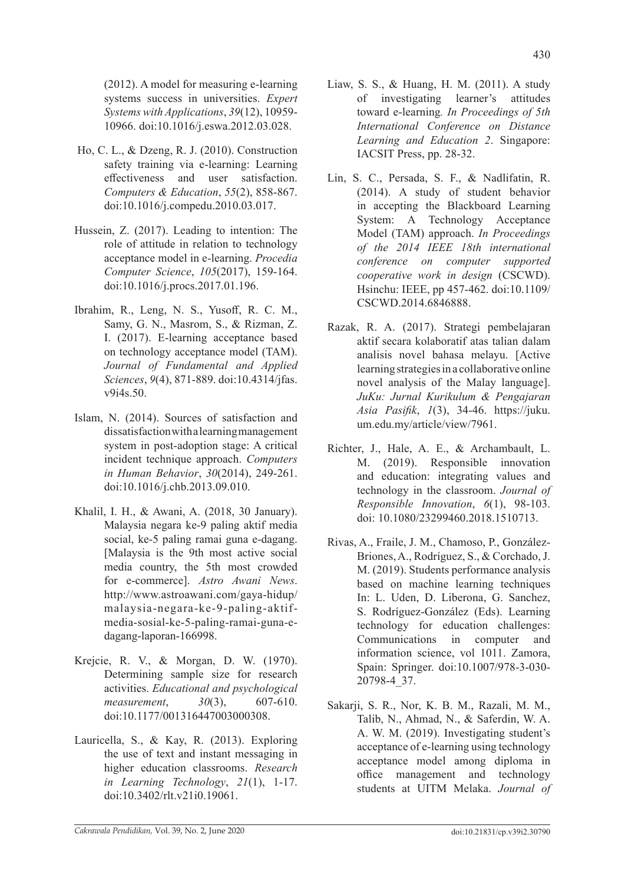(2012). A model for measuring e-learning systems success in universities. *Expert Systems with Applications*, *39*(12), 10959-10966. doi:10.1016/j.eswa.2012.03.028.

Ho, C. L., & Dzeng, R. J. (2010). Construction safety training via e-learning: Learning effectiveness and user satisfaction. *Computers & Education*, *55*(2), 858-867. doi:10.1016/j.compedu.2010.03.017.

Hussein, Z. (2017). Leading to intention: The role of attitude in relation to technology acceptance model in e-learning. *Procedia Computer Science*, *105*(2017), 159-164. doi:10.1016/j.procs.2017.01.196.

Ibrahim, R., Leng, N. S., Yusoff, R. C. M., Samy, G. N., Masrom, S., & Rizman, Z. I. (2017). E-learning acceptance based on technology acceptance model (TAM). *Journal of Fundamental and Applied Sciences*, *9*(4), 871-889. doi:10.4314/jfas.v9i4s.50.

Islam, N. (2014). Sources of satisfaction and dissatisfaction with a learning management system in post-adoption stage: A critical incident technique approach. *Computers in Human Behavior*, *30*(2014), 249-261. doi:10.1016/j.chb.2013.09.010.

Khalil, I. H., & Awani, A. (2018, 30 January). Malaysia negara ke-9 paling aktif media social, ke-5 paling ramai guna e-dagang. [Malaysia is the 9th most active social media country, the 5th most crowded for e-commerce]. *Astro Awani News*. http://www.astroawani.com/gaya-hidup/malaysia-negara-ke-9-paling-aktif-media-sosial-ke-5-paling-ramai-guna-e-dagang-laporan-166998.

Krejcie, R. V., & Morgan, D. W. (1970). Determining sample size for research activities. *Educational and psychological measurement*, *30*(3), 607-610. doi:10.1177/001316447003000308.

Lauricella, S., & Kay, R. (2013). Exploring the use of text and instant messaging in higher education classrooms. *Research in Learning Technology*, *21*(1), 1-17. doi:10.3402/rlt.v21i0.19061.

Liaw, S. S., & Huang, H. M. (2011). A study of investigating learner's attitudes toward e-learning. *In Proceedings of 5th International Conference on Distance Learning and Education 2*. Singapore: IACSIT Press, pp. 28-32.

Lin, S. C., Persada, S. F., & Nadlifatin, R. (2014). A study of student behavior in accepting the Blackboard Learning System: A Technology Acceptance Model (TAM) approach. *In Proceedings of the 2014 IEEE 18th international conference on computer supported cooperative work in design* (CSCWD). Hsinchu: IEEE, pp 457-462. doi:10.1109/CSCWD.2014.6846888.

Razak, R. A. (2017). Strategi pembelajaran aktif secara kolaboratif atas talian dalam analisis novel bahasa melayu. [Active learning strategies in a collaborative online novel analysis of the Malay language]. *JuKu: Jurnal Kurikulum & Pengajaran Asia Pasifik*, *1*(3), 34-46. https://juku.um.edu.my/article/view/7961.

Richter, J., Hale, A. E., & Archambault, L. M. (2019). Responsible innovation and education: integrating values and technology in the classroom. *Journal of Responsible Innovation*, *6*(1), 98-103. doi: 10.1080/23299460.2018.1510713.

Rivas, A., Fraile, J. M., Chamoso, P., González-Briones, A., Rodríguez, S., & Corchado, J. M. (2019). Students performance analysis based on machine learning techniques In: L. Uden, D. Liberona, G. Sanchez, S. Rodríguez-González (Eds). Learning technology for education challenges: Communications in computer and information science, vol 1011. Zamora, Spain: Springer. doi:10.1007/978-3-030-20798-4_37.

Sakarji, S. R., Nor, K. B. M., Razali, M. M., Talib, N., Ahmad, N., & Saferdin, W. A. A. W. M. (2019). Investigating student's acceptance of e-learning using technology acceptance model among diploma in office management and technology students at UITM Melaka. *Journal of*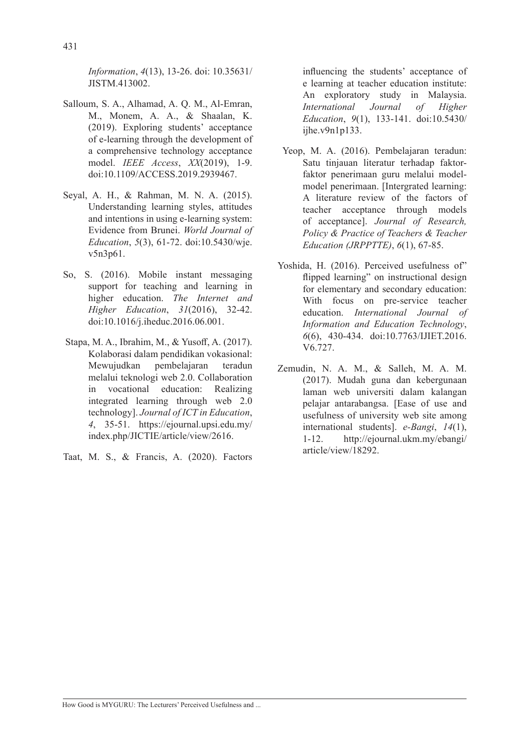*Information*, *4*(13), 13-26. doi: 10.35631/JISTM.413002.

Salloum, S. A., Alhamad, A. Q. M., Al-Emran, M., Monem, A. A., & Shaalan, K. (2019). Exploring students' acceptance of e-learning through the development of a comprehensive technology acceptance model. *IEEE Access*, *XX*(2019), 1-9. doi:10.1109/ACCESS.2019.2939467.

Seyal, A. H., & Rahman, M. N. A. (2015). Understanding learning styles, attitudes and intentions in using e-learning system: Evidence from Brunei. *World Journal of Education*, *5*(3), 61-72. doi:10.5430/wje.v5n3p61.

So, S. (2016). Mobile instant messaging support for teaching and learning in higher education. *The Internet and Higher Education*, *31*(2016), 32-42. doi:10.1016/j.iheduc.2016.06.001.

Stapa, M. A., Ibrahim, M., & Yusoff, A. (2017). Kolaborasi dalam pendidikan vokasional: Mewujudkan pembelajaran teradun melalui teknologi web 2.0. Collaboration in vocational education: Realizing integrated learning through web 2.0 technology]. *Journal of ICT in Education*, *4*, 35-51. https://ejournal.upsi.edu.my/index.php/JICTIE/article/view/2616.

Taat, M. S., & Francis, A. (2020). Factors influencing the students' acceptance of e learning at teacher education institute: An exploratory study in Malaysia. *International Journal of Higher Education*, *9*(1), 133-141. doi:10.5430/ijhe.v9n1p133.

Yeop, M. A. (2016). Pembelajaran teradun: Satu tinjauan literatur terhadap faktor-faktor penerimaan guru melalui model-model penerimaan. [Intergrated learning: A literature review of the factors of teacher acceptance through models of acceptance]. *Journal of Research, Policy & Practice of Teachers & Teacher Education (JRPPTTE)*, *6*(1), 67-85.

Yoshida, H. (2016). Perceived usefulness of" flipped learning" on instructional design for elementary and secondary education: With focus on pre-service teacher education. *International Journal of Information and Education Technology*, *6*(6), 430-434. doi:10.7763/IJIET.2016.V6.727.

Zemudin, N. A. M., & Salleh, M. A. M. (2017). Mudah guna dan kebergunaan laman web universiti dalam kalangan pelajar antarabangsa. [Ease of use and usefulness of university web site among international students]. *e-Bangi*, *14*(1), 1-12. http://ejournal.ukm.my/ebangi/article/view/18292.